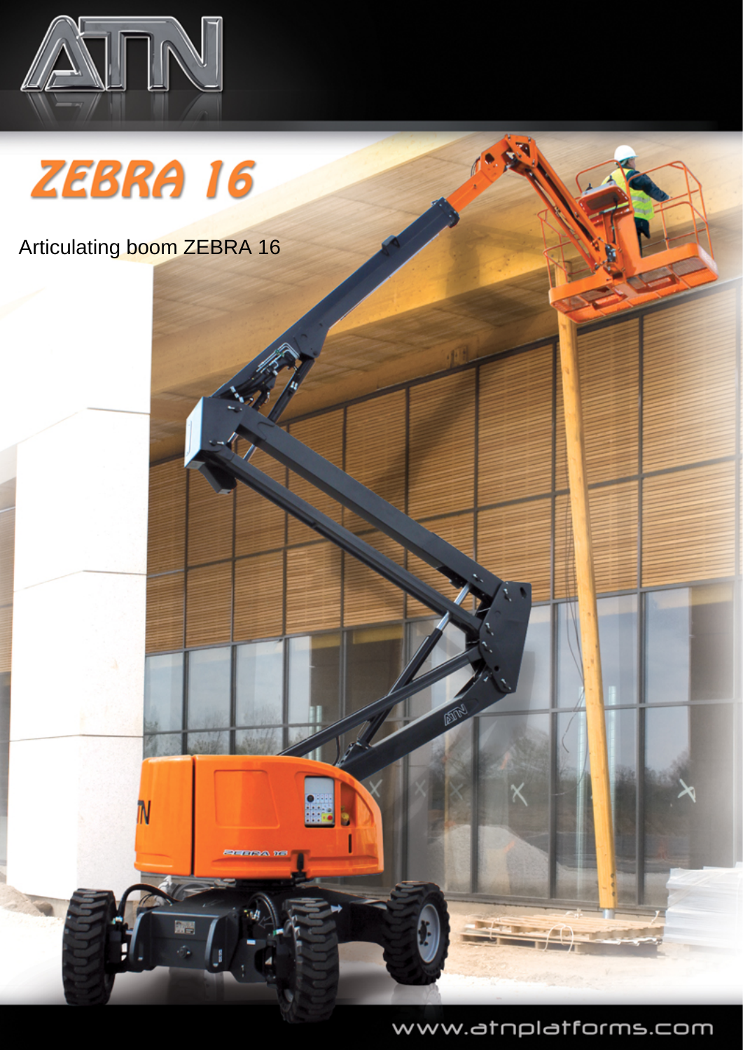# ZEBRA 16

Articulating boom ZEBRA 16

www.atnplatforms.com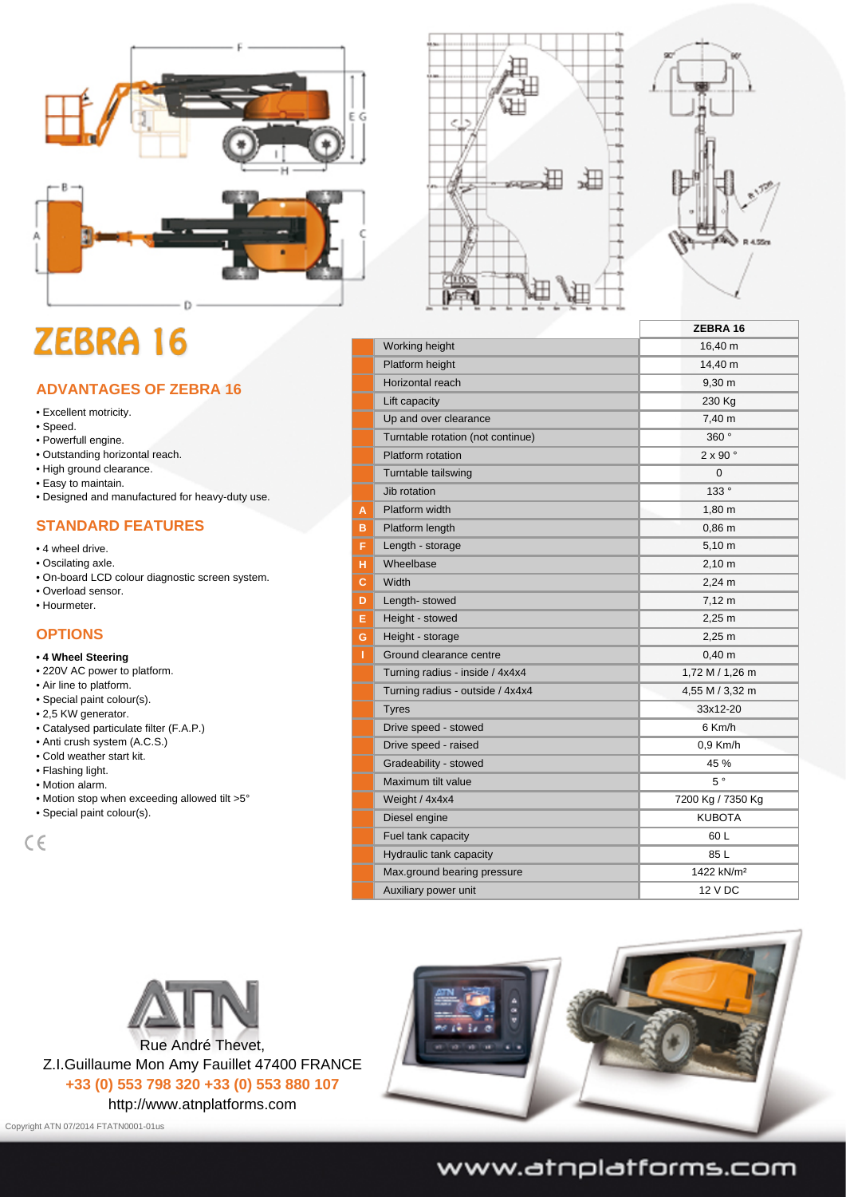# ZEBRA 16

## ADVANTAGES OF ZEBRA 16

- Excellent motricity.
- Speed.
- Powerfull engine.
- Oustanding horizontal reach.
- High ground clearance.
- Easy to maintain.
- Designed and manufactured for heavy-duty use.

## STANDARD FEATURES

- 4 wheel drive.
- Oscilating axle.
- On-board LCD colour diagnostic screen system.
- Overload sensor.
- Hourmeter.

## OPTIONS

- **4 Wheel Steering**
- 220V AC power to platform.
- Air line to platform.
- Special paint colour(s).
- 2,5 KW generator.
- Catalysed particulate filter (F.A.P.)
- Anti crush system (A.C.S.)
- Cold weather start kit.
- Flashing light.
- Motion alarm.
- Motion stop when exceeding allowed tilt >5°
- Special paint colour(s).

CE

| | | ZEBRA 16 |
|---|---|---|
| | Working height | 16,40 m |
| | Platform height | 14,40 m |
| | Horizontal reach | 9,30 m |
| | Lift capacity | 230 Kg |
| | Up and over clearance | 7,40 m |
| | Turntable rotation (not continue) | 360 ° |
| | Platform rotation | 2 x 90 ° |
| | Turntable tailswing | 0 |
| | Jib rotation | 133 ° |
| A | Platform width | 1,80 m |
| B | Platform length | 0,86 m |
| F | Length - storage | 5,10 m |
| H | Wheelbase | 2,10 m |
| C | Width | 2,24 m |
| D | Length- stowed | 7,12 m |
| E | Height - stowed | 2,25 m |
| G | Height - storage | 2,25 m |
| I | Ground clearance centre | 0,40 m |
| | Turning radius - inside / 4x4x4 | 1,72 M / 1,26 m |
| | Turning radius - outside / 4x4x4 | 4,55 M / 3,32 m |
| | Tyres | 33x12-20 |
| | Drive speed - stowed | 6 Km/h |
| | Drive speed - raised | 0,9 Km/h |
| | Gradeability - stowed | 45 % |
| | Maximum tilt value | 5 ° |
| | Weight / 4x4x4 | 7200 Kg / 7350 Kg |
| | Diesel engine | KUBOTA |
| | Fuel tank capacity | 60 L |
| | Hydraulic tank capacity | 85 L |
| | Max.ground bearing pressure | 1422 kN/m² |
| | Auxiliary power unit | 12 V DC |

ATN

Rue André Thevet,
Z.I.Guillaume Mon Amy Fauillet 47400 FRANCE
+33 (0) 553 798 320 +33 (0) 553 880 107
http://www.atnplatforms.com

Copyright ATN 07/2014 FTATN0001-01us

www.atnplatforms.com